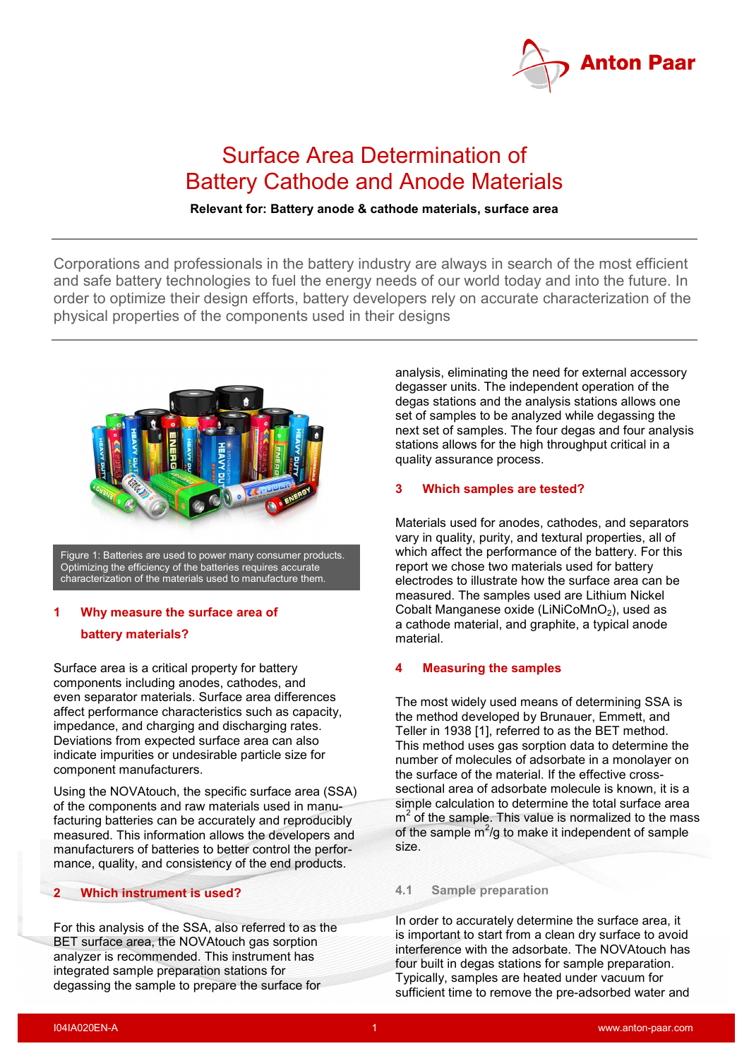# Surface Area Determination of Battery Cathode and Anode Materials

**Relevant for: Battery anode & cathode materials, surface area**

Corporations and professionals in the battery industry are always in search of the most efficient and safe battery technologies to fuel the energy needs of our world today and into the future. In order to optimize their design efforts, battery developers rely on accurate characterization of the physical properties of the components used in their designs

Figure 1: Batteries are used to power many consumer products. Optimizing the efficiency of the batteries requires accurate characterization of the materials used to manufacture them.

## 1 Why measure the surface area of battery materials?

Surface area is a critical property for battery components including anodes, cathodes, and even separator materials. Surface area differences affect performance characteristics such as capacity, impedance, and charging and discharging rates. Deviations from expected surface area can also indicate impurities or undesirable particle size for component manufacturers.

Using the NOVAtouch, the specific surface area (SSA) of the components and raw materials used in manufacturing batteries can be accurately and reproducibly measured. This information allows the developers and manufacturers of batteries to better control the performance, quality, and consistency of the end products.

## 2 Which instrument is used?

For this analysis of the SSA, also referred to as the BET surface area, the NOVAtouch gas sorption analyzer is recommended. This instrument has integrated sample preparation stations for degassing the sample to prepare the surface for analysis, eliminating the need for external accessory degasser units. The independent operation of the degas stations and the analysis stations allows one set of samples to be analyzed while degassing the next set of samples. The four degas and four analysis stations allows for the high throughput critical in a quality assurance process.

## 3 Which samples are tested?

Materials used for anodes, cathodes, and separators vary in quality, purity, and textural properties, all of which affect the performance of the battery. For this report we chose two materials used for battery electrodes to illustrate how the surface area can be measured. The samples used are Lithium Nickel Cobalt Manganese oxide ($LiNiCoMnO_2$), used as a cathode material, and graphite, a typical anode material.

## 4 Measuring the samples

The most widely used means of determining SSA is the method developed by Brunauer, Emmett, and Teller in 1938 [1], referred to as the BET method. This method uses gas sorption data to determine the number of molecules of adsorbate in a monolayer on the surface of the material. If the effective cross-sectional area of adsorbate molecule is known, it is a simple calculation to determine the total surface area $m^2$ of the sample. This value is normalized to the mass of the sample $m^2/g$ to make it independent of sample size.

### 4.1 Sample preparation

In order to accurately determine the surface area, it is important to start from a clean dry surface to avoid interference with the adsorbate. The NOVAtouch has four built in degas stations for sample preparation. Typically, samples are heated under vacuum for sufficient time to remove the pre-adsorbed water and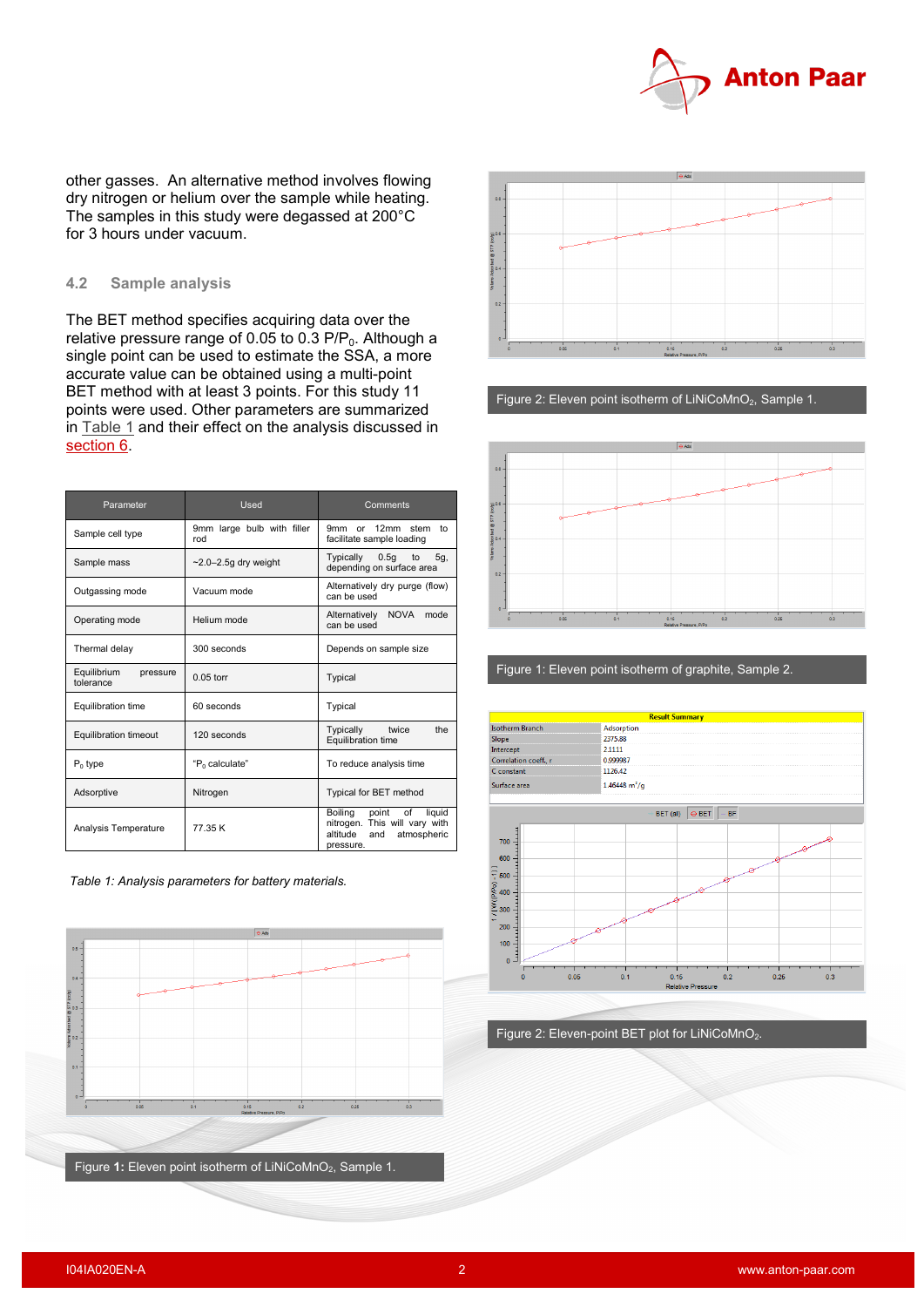other gasses. An alternative method involves flowing dry nitrogen or helium over the sample while heating. The samples in this study were degassed at 200°C for 3 hours under vacuum.

### 4.2 Sample analysis

The BET method specifies acquiring data over the relative pressure range of 0.05 to 0.3 $P/P_0$. Although a single point can be used to estimate the SSA, a more accurate value can be obtained using a multi-point BET method with at least 3 points. For this study 11 points were used. Other parameters are summarized in Table 1 and their effect on the analysis discussed in section 6.

| Parameter | Used | Comments |
|---|---|---|
| Sample cell type | 9mm large bulb with filler rod | 9mm or 12mm stem to facilitate sample loading |
| Sample mass | ~2.0–2.5g dry weight | Typically 0.5g to 5g, depending on surface area |
| Outgassing mode | Vacuum mode | Alternatively dry purge (flow) can be used |
| Operating mode | Helium mode | Alternatively NOVA mode can be used |
| Thermal delay | 300 seconds | Depends on sample size |
| Equilibrium pressure tolerance | 0.05 torr | Typical |
| Equilibration time | 60 seconds | Typical |
| Equilibration timeout | 120 seconds | Typically twice the Equilibration time |
| $P_0$ type | "$P_0$ calculate" | To reduce analysis time |
| Adsorptive | Nitrogen | Typical for BET method |
| Analysis Temperature | 77.35 K | Boiling point of liquid nitrogen. This will vary with altitude and atmospheric pressure. |

*Table 1: Analysis parameters for battery materials.*

Figure **1:** Eleven point isotherm of $LiNiCoMnO_2$, Sample 1.

Figure 2: Eleven point isotherm of $LiNiCoMnO_2$, Sample 1.

Figure 1: Eleven point isotherm of graphite, Sample 2.

| Result Summary | |
|---|---|
| Isotherm Branch | Adsorption |
| Slope | 2375.88 |
| Intercept | 2.1111 |
| Correlation coeff., r | 0.999987 |
| C constant | 1126.42 |
| Surface area | 1.46448 $m^2/g$ |

Figure 2: Eleven-point BET plot for $LiNiCoMnO_2$.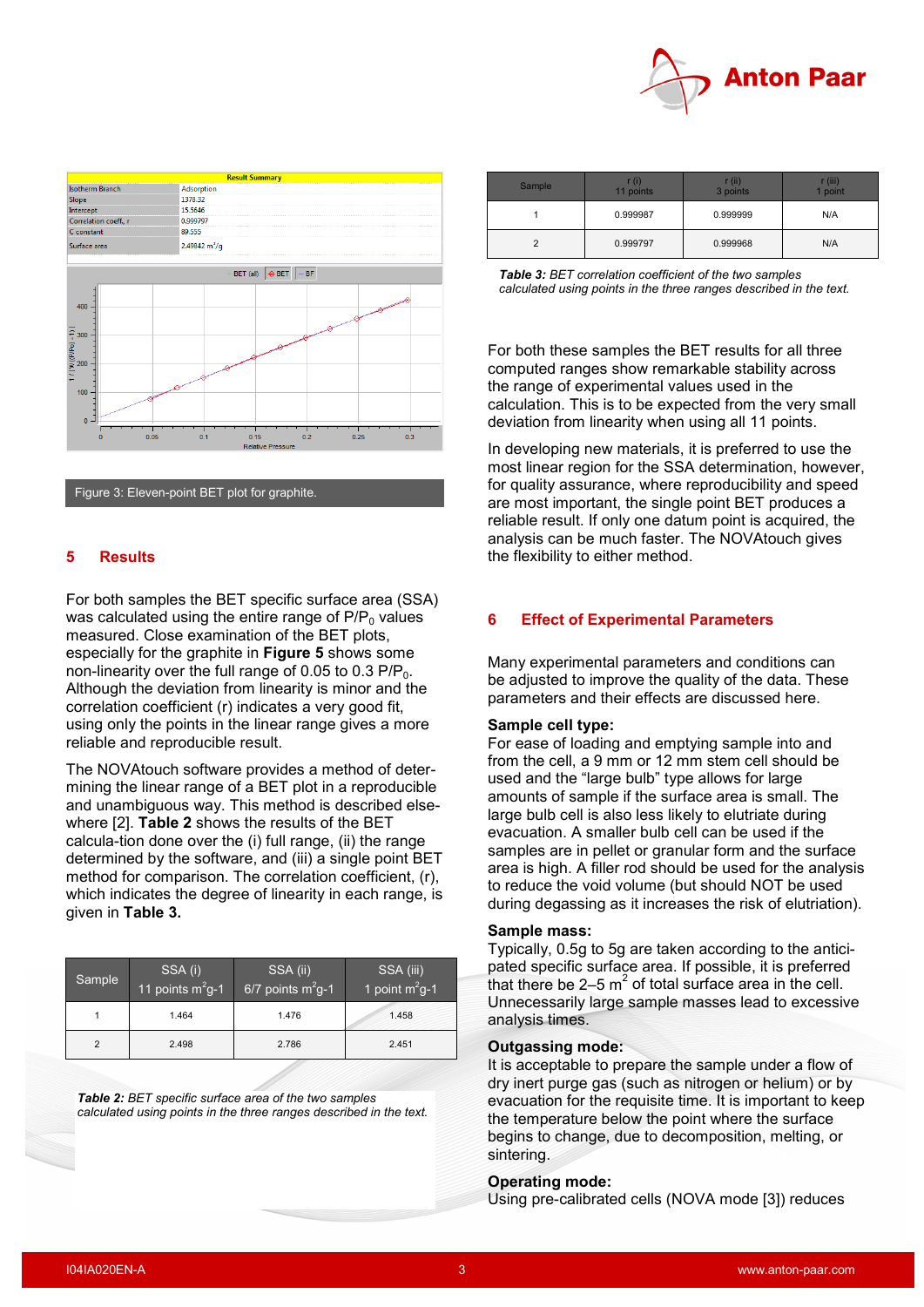Figure 3: Eleven-point BET plot for graphite.

## 5 Results

For both samples the BET specific surface area (SSA) was calculated using the entire range of $P/P_0$ values measured. Close examination of the BET plots, especially for the graphite in **Figure 5** shows some non-linearity over the full range of 0.05 to 0.3 $P/P_0$. Although the deviation from linearity is minor and the correlation coefficient (r) indicates a very good fit, using only the points in the linear range gives a more reliable and reproducible result.

The NOVAtouch software provides a method of determining the linear range of a BET plot in a reproducible and unambiguous way. This method is described elsewhere [2]. **Table 2** shows the results of the BET calcula-tion done over the (i) full range, (ii) the range determined by the software, and (iii) a single point BET method for comparison. The correlation coefficient, (r), which indicates the degree of linearity in each range, is given in **Table 3.**

| Sample | SSA (i) 11 points $m^2g^{-1}$ | SSA (ii) 6/7 points $m^2g^{-1}$ | SSA (iii) 1 point $m^2g^{-1}$ |
|---|---|---|---|
| 1 | 1.464 | 1.476 | 1.458 |
| 2 | 2.498 | 2.786 | 2.451 |

***Table 2:*** *BET specific surface area of the two samples calculated using points in the three ranges described in the text.*

| Sample | r (i) 11 points | r (ii) 3 points | r (iii) 1 point |
|---|---|---|---|
| 1 | 0.999987 | 0.999999 | N/A |
| 2 | 0.999797 | 0.999968 | N/A |

***Table 3:*** *BET correlation coefficient of the two samples calculated using points in the three ranges described in the text.*

For both these samples the BET results for all three computed ranges show remarkable stability across the range of experimental values used in the calculation. This is to be expected from the very small deviation from linearity when using all 11 points.

In developing new materials, it is preferred to use the most linear region for the SSA determination, however, for quality assurance, where reproducibility and speed are most important, the single point BET produces a reliable result. If only one datum point is acquired, the analysis can be much faster. The NOVAtouch gives the flexibility to either method.

## 6 Effect of Experimental Parameters

Many experimental parameters and conditions can be adjusted to improve the quality of the data. These parameters and their effects are discussed here.

**Sample cell type:**
For ease of loading and emptying sample into and from the cell, a 9 mm or 12 mm stem cell should be used and the "large bulb" type allows for large amounts of sample if the surface area is small. The large bulb cell is also less likely to elutriate during evacuation. A smaller bulb cell can be used if the samples are in pellet or granular form and the surface area is high. A filler rod should be used for the analysis to reduce the void volume (but should NOT be used during degassing as it increases the risk of elutriation).

**Sample mass:**
Typically, 0.5g to 5g are taken according to the anticipated specific surface area. If possible, it is preferred that there be 2–5 $m^2$ of total surface area in the cell. Unnecessarily large sample masses lead to excessive analysis times.

**Outgassing mode:**
It is acceptable to prepare the sample under a flow of dry inert purge gas (such as nitrogen or helium) or by evacuation for the requisite time. It is important to keep the temperature below the point where the surface begins to change, due to decomposition, melting, or sintering.

**Operating mode:**
Using pre-calibrated cells (NOVA mode [3]) reduces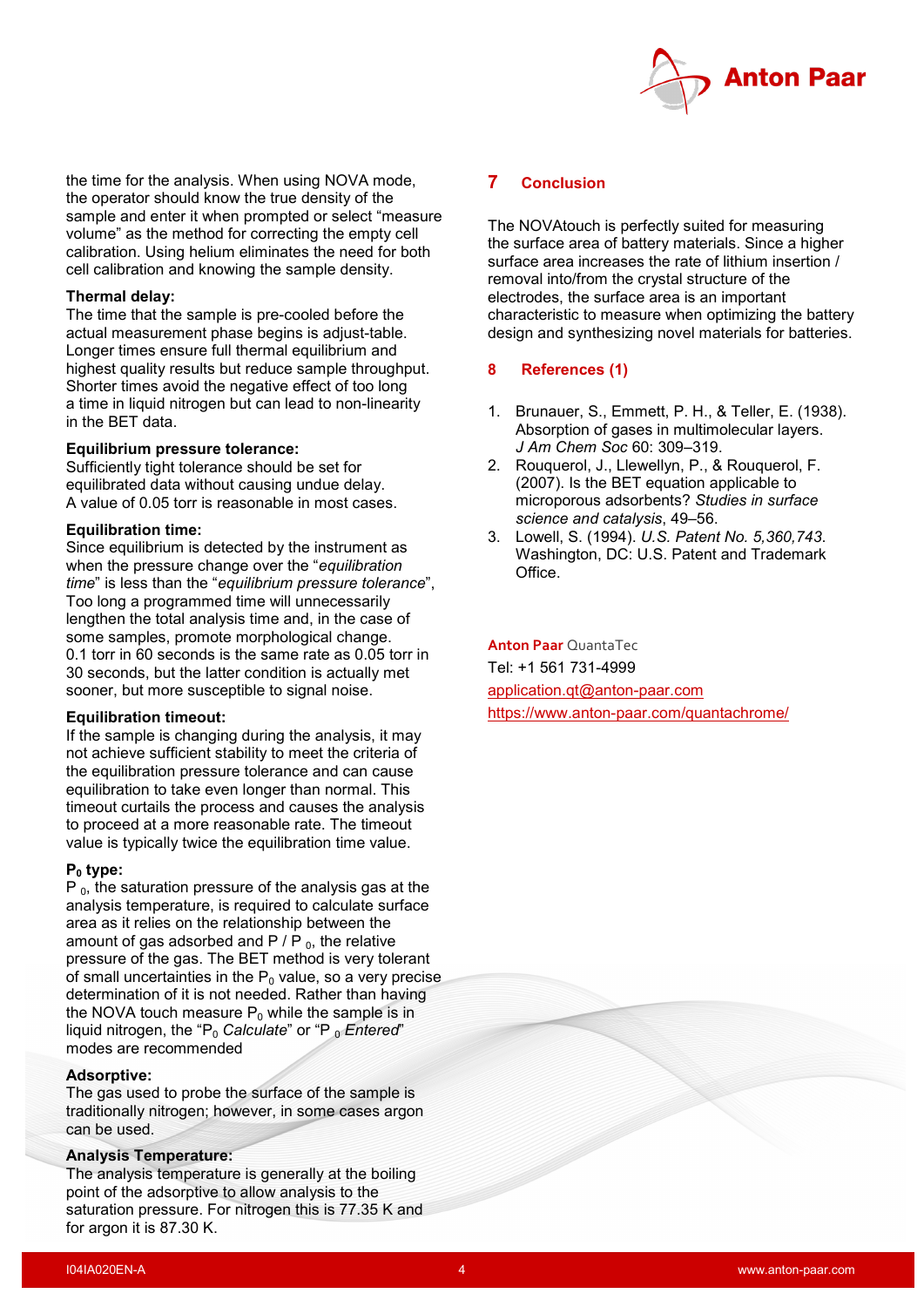the time for the analysis. When using NOVA mode, the operator should know the true density of the sample and enter it when prompted or select "measure volume" as the method for correcting the empty cell calibration. Using helium eliminates the need for both cell calibration and knowing the sample density.

**Thermal delay:**
The time that the sample is pre-cooled before the actual measurement phase begins is adjust-table. Longer times ensure full thermal equilibrium and highest quality results but reduce sample throughput. Shorter times avoid the negative effect of too long a time in liquid nitrogen but can lead to non-linearity in the BET data.

**Equilibrium pressure tolerance:**
Sufficiently tight tolerance should be set for equilibrated data without causing undue delay. A value of 0.05 torr is reasonable in most cases.

**Equilibration time:**
Since equilibrium is detected by the instrument as when the pressure change over the "*equilibration time*" is less than the "*equilibrium pressure tolerance*", Too long a programmed time will unnecessarily lengthen the total analysis time and, in the case of some samples, promote morphological change. 0.1 torr in 60 seconds is the same rate as 0.05 torr in 30 seconds, but the latter condition is actually met sooner, but more susceptible to signal noise.

**Equilibration timeout:**
If the sample is changing during the analysis, it may not achieve sufficient stability to meet the criteria of the equilibration pressure tolerance and can cause equilibration to take even longer than normal. This timeout curtails the process and causes the analysis to proceed at a more reasonable rate. The timeout value is typically twice the equilibration time value.

**$P_0$ type:**
$P_0$, the saturation pressure of the analysis gas at the analysis temperature, is required to calculate surface area as it relies on the relationship between the amount of gas adsorbed and $P / P_0$, the relative pressure of the gas. The BET method is very tolerant of small uncertainties in the $P_0$ value, so a very precise determination of it is not needed. Rather than having the NOVA touch measure $P_0$ while the sample is in liquid nitrogen, the "$P_0$ *Calculate*" or "$P_0$ *Entered*" modes are recommended

**Adsorptive:**
The gas used to probe the surface of the sample is traditionally nitrogen; however, in some cases argon can be used.

**Analysis Temperature:**
The analysis temperature is generally at the boiling point of the adsorptive to allow analysis to the saturation pressure. For nitrogen this is 77.35 K and for argon it is 87.30 K.

## 7 Conclusion

The NOVAtouch is perfectly suited for measuring the surface area of battery materials. Since a higher surface area increases the rate of lithium insertion / removal into/from the crystal structure of the electrodes, the surface area is an important characteristic to measure when optimizing the battery design and synthesizing novel materials for batteries.

## 8 References (1)

1. Brunauer, S., Emmett, P. H., & Teller, E. (1938). Absorption of gases in multimolecular layers. *J Am Chem Soc* 60: 309–319.
2. Rouquerol, J., Llewellyn, P., & Rouquerol, F. (2007). Is the BET equation applicable to microporous adsorbents? *Studies in surface science and catalysis*, 49–56.
3. Lowell, S. (1994). *U.S. Patent No. 5,360,743*. Washington, DC: U.S. Patent and Trademark Office.

**Anton Paar** QuantaTec
Tel: +1 561 731-4999
application.qt@anton-paar.com
https://www.anton-paar.com/quantachrome/